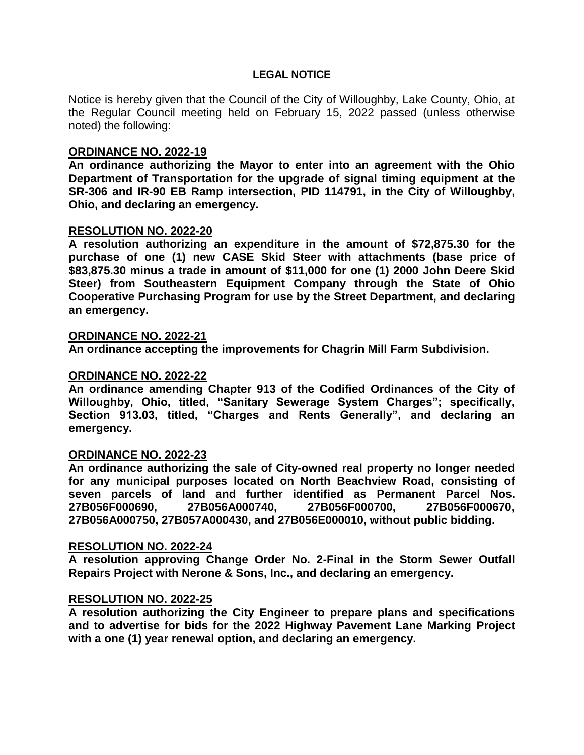**LEGAL NOTICE**

Notice is hereby given that the Council of the City of Willoughby, Lake County, Ohio, at the Regular Council meeting held on February 15, 2022 passed (unless otherwise noted) the following:

**ORDINANCE NO. 2022-19**

**An ordinance authorizing the Mayor to enter into an agreement with the Ohio Department of Transportation for the upgrade of signal timing equipment at the SR-306 and IR-90 EB Ramp intersection, PID 114791, in the City of Willoughby, Ohio, and declaring an emergency.**

**RESOLUTION NO. 2022-20**

**A resolution authorizing an expenditure in the amount of $72,875.30 for the purchase of one (1) new CASE Skid Steer with attachments (base price of $83,875.30 minus a trade in amount of $11,000 for one (1) 2000 John Deere Skid Steer) from Southeastern Equipment Company through the State of Ohio Cooperative Purchasing Program for use by the Street Department, and declaring an emergency.**

**ORDINANCE NO. 2022-21**

**An ordinance accepting the improvements for Chagrin Mill Farm Subdivision.**

**ORDINANCE NO. 2022-22**

**An ordinance amending Chapter 913 of the Codified Ordinances of the City of Willoughby, Ohio, titled, "Sanitary Sewerage System Charges"; specifically, Section 913.03, titled, "Charges and Rents Generally", and declaring an emergency.**

**ORDINANCE NO. 2022-23**

**An ordinance authorizing the sale of City-owned real property no longer needed for any municipal purposes located on North Beachview Road, consisting of seven parcels of land and further identified as Permanent Parcel Nos. 27B056F000690, 27B056A000740, 27B056F000700, 27B056F000670, 27B056A000750, 27B057A000430, and 27B056E000010, without public bidding.**

**RESOLUTION NO. 2022-24**

**A resolution approving Change Order No. 2-Final in the Storm Sewer Outfall Repairs Project with Nerone & Sons, Inc., and declaring an emergency.**

**RESOLUTION NO. 2022-25**

**A resolution authorizing the City Engineer to prepare plans and specifications and to advertise for bids for the 2022 Highway Pavement Lane Marking Project with a one (1) year renewal option, and declaring an emergency.**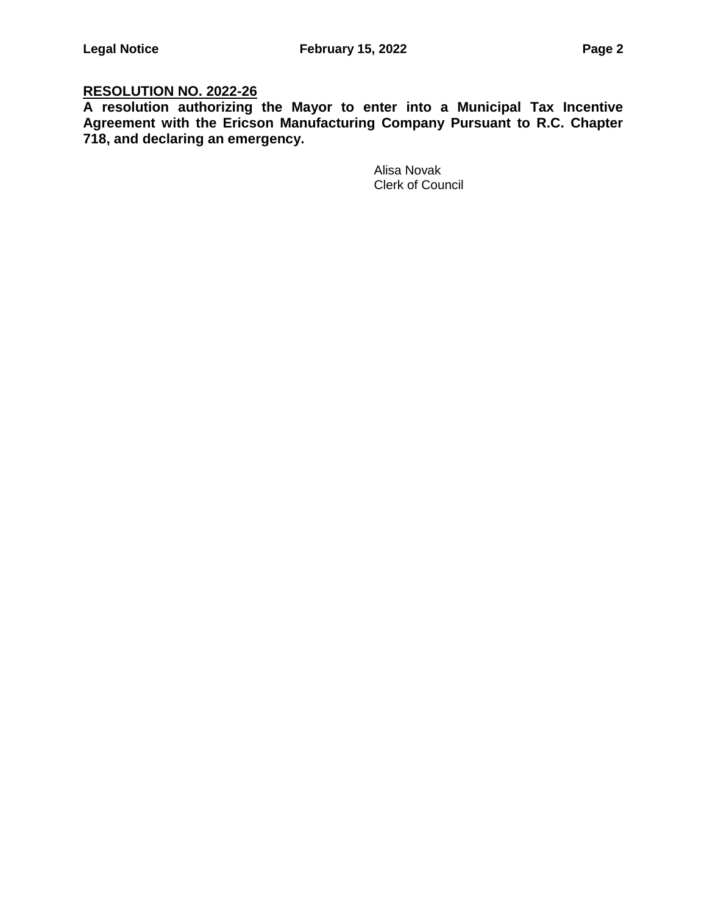**RESOLUTION NO. 2022-26**

**A resolution authorizing the Mayor to enter into a Municipal Tax Incentive Agreement with the Ericson Manufacturing Company Pursuant to R.C. Chapter 718, and declaring an emergency.**

Alisa Novak
Clerk of Council